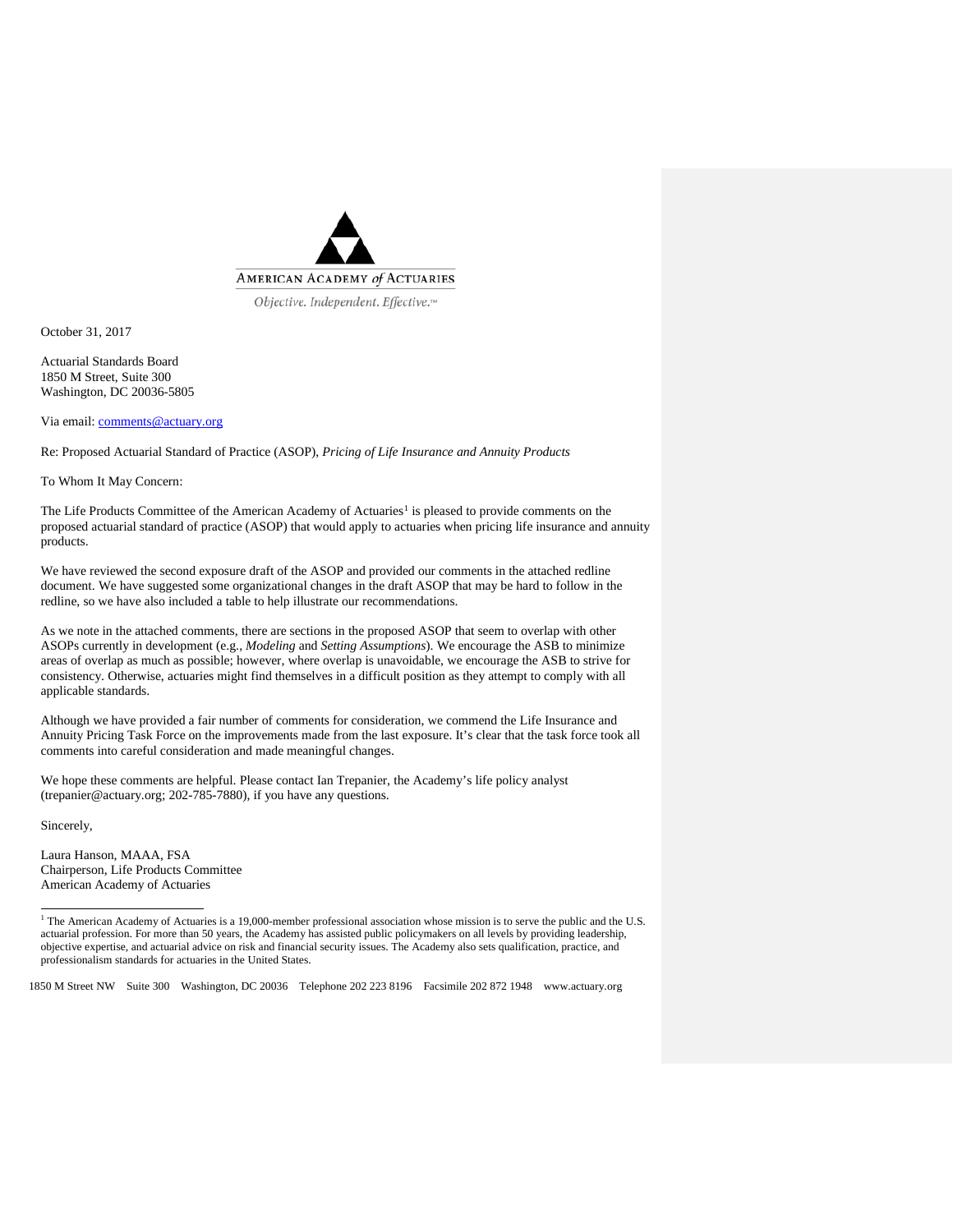AMERICAN ACADEMY *of* ACTUARIES

*Objective. Independent. Effective.™*

October 31, 2017

Actuarial Standards Board
1850 M Street, Suite 300
Washington, DC 20036-5805

Via email: comments@actuary.org

Re: Proposed Actuarial Standard of Practice (ASOP), *Pricing of Life Insurance and Annuity Products*

To Whom It May Concern:

The Life Products Committee of the American Academy of Actuaries[1] is pleased to provide comments on the proposed actuarial standard of practice (ASOP) that would apply to actuaries when pricing life insurance and annuity products.

We have reviewed the second exposure draft of the ASOP and provided our comments in the attached redline document. We have suggested some organizational changes in the draft ASOP that may be hard to follow in the redline, so we have also included a table to help illustrate our recommendations.

As we note in the attached comments, there are sections in the proposed ASOP that seem to overlap with other ASOPs currently in development (e.g., *Modeling* and *Setting Assumptions*). We encourage the ASB to minimize areas of overlap as much as possible; however, where overlap is unavoidable, we encourage the ASB to strive for consistency. Otherwise, actuaries might find themselves in a difficult position as they attempt to comply with all applicable standards.

Although we have provided a fair number of comments for consideration, we commend the Life Insurance and Annuity Pricing Task Force on the improvements made from the last exposure. It's clear that the task force took all comments into careful consideration and made meaningful changes.

We hope these comments are helpful. Please contact Ian Trepanier, the Academy's life policy analyst (trepanier@actuary.org; 202-785-7880), if you have any questions.

Sincerely,

Laura Hanson, MAAA, FSA
Chairperson, Life Products Committee
American Academy of Actuaries

[1] The American Academy of Actuaries is a 19,000-member professional association whose mission is to serve the public and the U.S. actuarial profession. For more than 50 years, the Academy has assisted public policymakers on all levels by providing leadership, objective expertise, and actuarial advice on risk and financial security issues. The Academy also sets qualification, practice, and professionalism standards for actuaries in the United States.

1850 M Street NW Suite 300 Washington, DC 20036 Telephone 202 223 8196 Facsimile 202 872 1948 www.actuary.org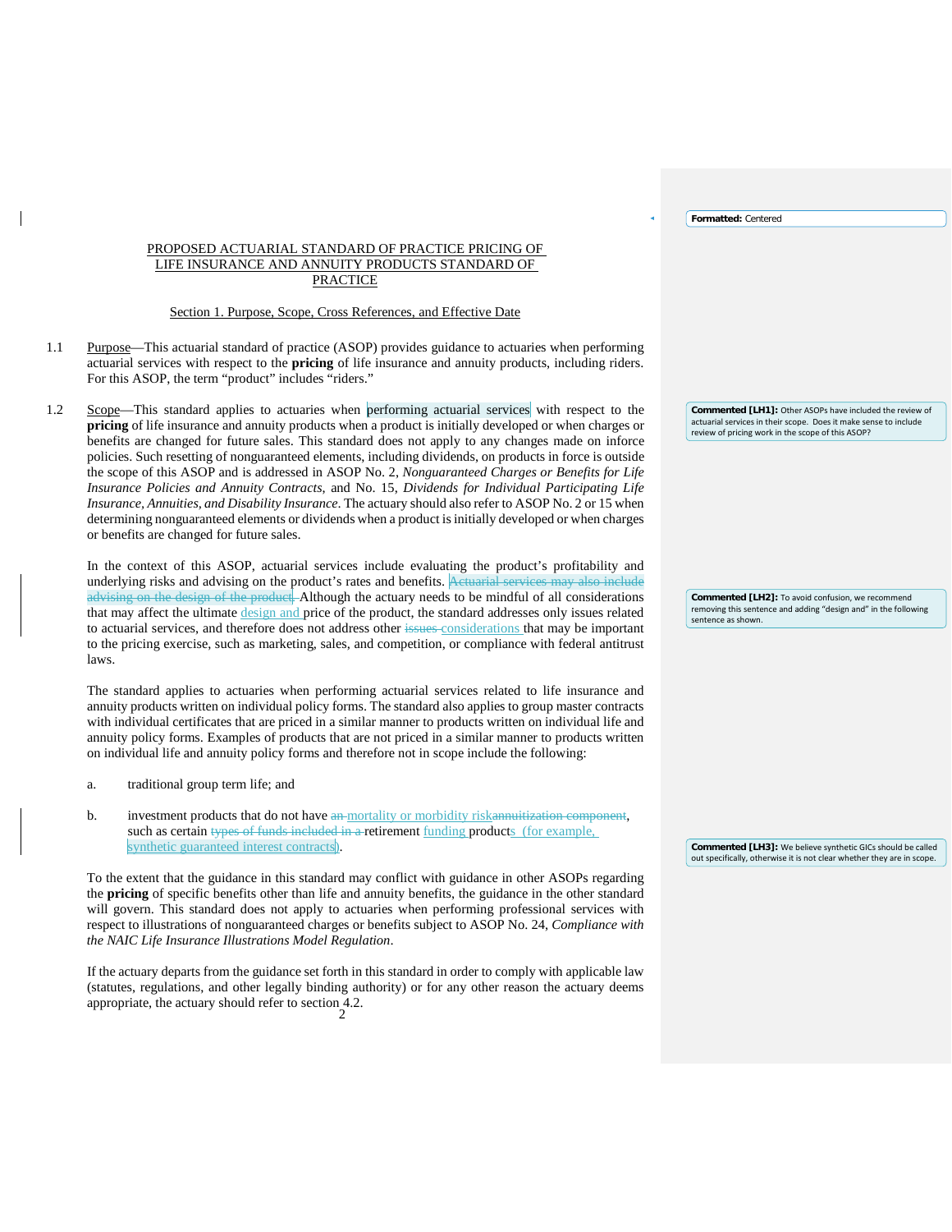PROPOSED ACTUARIAL STANDARD OF PRACTICE PRICING OF LIFE INSURANCE AND ANNUITY PRODUCTS STANDARD OF PRACTICE

Section 1. Purpose, Scope, Cross References, and Effective Date

1.1 Purpose—This actuarial standard of practice (ASOP) provides guidance to actuaries when performing actuarial services with respect to the **pricing** of life insurance and annuity products, including riders. For this ASOP, the term "product" includes "riders."

1.2 Scope—This standard applies to actuaries when performing actuarial services with respect to the **pricing** of life insurance and annuity products when a product is initially developed or when charges or benefits are changed for future sales. This standard does not apply to any changes made on inforce policies. Such resetting of nonguaranteed elements, including dividends, on products in force is outside the scope of this ASOP and is addressed in ASOP No. 2, *Nonguaranteed Charges or Benefits for Life Insurance Policies and Annuity Contracts*, and No. 15, *Dividends for Individual Participating Life Insurance, Annuities, and Disability Insurance*. The actuary should also refer to ASOP No. 2 or 15 when determining nonguaranteed elements or dividends when a product is initially developed or when charges or benefits are changed for future sales.

In the context of this ASOP, actuarial services include evaluating the product's profitability and underlying risks and advising on the product's rates and benefits. ~~Actuarial services may also include advising on the design of the product.~~ Although the actuary needs to be mindful of all considerations that may affect the ultimate design and price of the product, the standard addresses only issues related to actuarial services, and therefore does not address other ~~issues~~ considerations that may be important to the pricing exercise, such as marketing, sales, and competition, or compliance with federal antitrust laws.

The standard applies to actuaries when performing actuarial services related to life insurance and annuity products written on individual policy forms. The standard also applies to group master contracts with individual certificates that are priced in a similar manner to products written on individual life and annuity policy forms. Examples of products that are not priced in a similar manner to products written on individual life and annuity policy forms and therefore not in scope include the following:

a. traditional group term life; and

b. investment products that do not have ~~an~~ mortality or morbidity risk~~annuitization component~~, such as certain ~~types of funds included in a~~ retirement funding products (for example, synthetic guaranteed interest contracts).

To the extent that the guidance in this standard may conflict with guidance in other ASOPs regarding the **pricing** of specific benefits other than life and annuity benefits, the guidance in the other standard will govern. This standard does not apply to actuaries when performing professional services with respect to illustrations of nonguaranteed charges or benefits subject to ASOP No. 24, *Compliance with the NAIC Life Insurance Illustrations Model Regulation*.

If the actuary departs from the guidance set forth in this standard in order to comply with applicable law (statutes, regulations, and other legally binding authority) or for any other reason the actuary deems appropriate, the actuary should refer to section 4.2.

**Formatted:** Centered

**Commented [LH1]:** Other ASOPs have included the review of actuarial services in their scope. Does it make sense to include review of pricing work in the scope of this ASOP?

**Commented [LH2]:** To avoid confusion, we recommend removing this sentence and adding "design and" in the following sentence as shown.

**Commented [LH3]:** We believe synthetic GICs should be called out specifically, otherwise it is not clear whether they are in scope.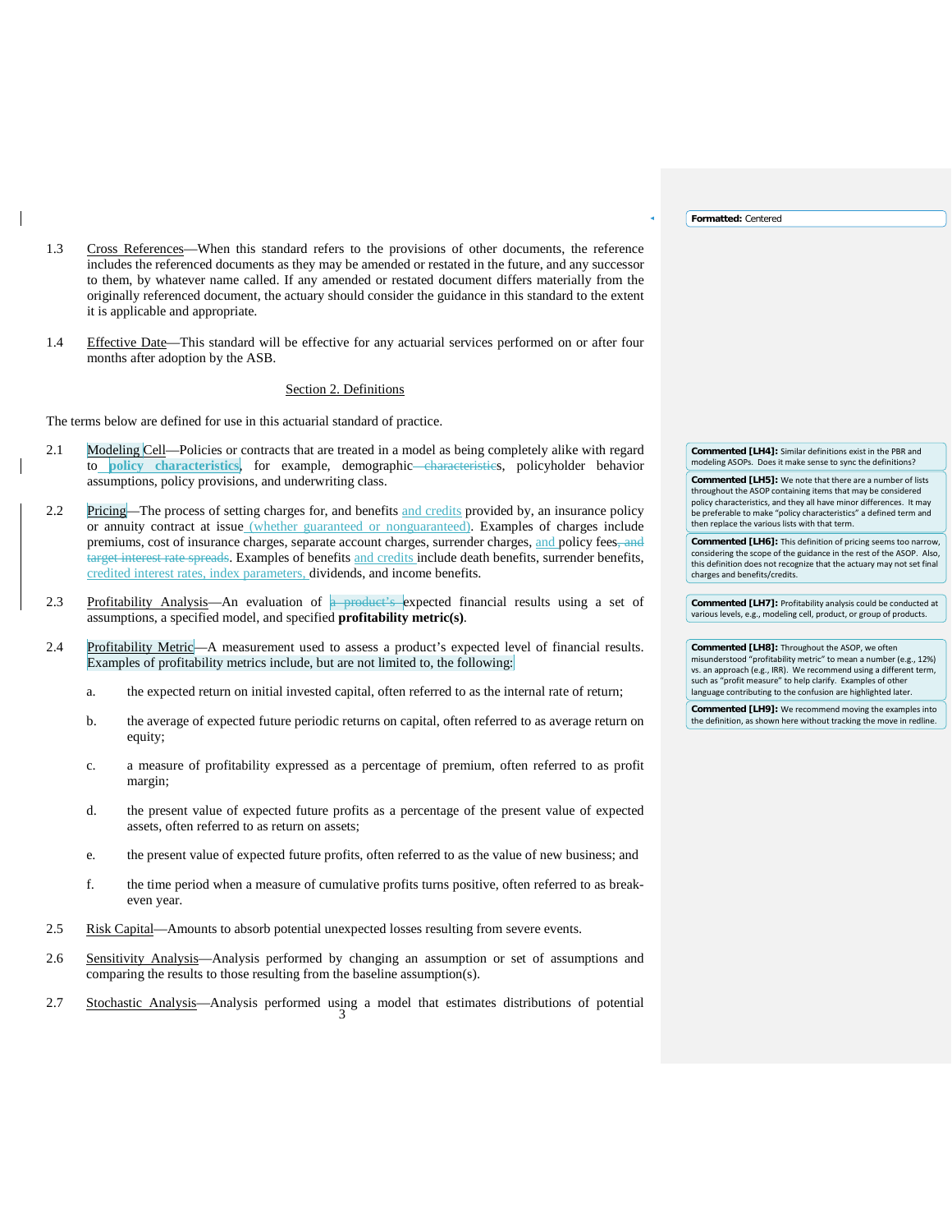1.3 Cross References—When this standard refers to the provisions of other documents, the reference includes the referenced documents as they may be amended or restated in the future, and any successor to them, by whatever name called. If any amended or restated document differs materially from the originally referenced document, the actuary should consider the guidance in this standard to the extent it is applicable and appropriate.

1.4 Effective Date—This standard will be effective for any actuarial services performed on or after four months after adoption by the ASB.

## Section 2. Definitions

The terms below are defined for use in this actuarial standard of practice.

2.1 Modeling Cell—Policies or contracts that are treated in a model as being completely alike with regard to **policy characteristics**, for example, demographic ~~characteristic~~s, policyholder behavior assumptions, policy provisions, and underwriting class.

2.2 Pricing—The process of setting charges for, and benefits and credits provided by, an insurance policy or annuity contract at issue (whether guaranteed or nonguaranteed). Examples of charges include premiums, cost of insurance charges, separate account charges, surrender charges, and policy fees~~, and target interest rate spreads~~. Examples of benefits and credits include death benefits, surrender benefits, credited interest rates, index parameters, dividends, and income benefits.

2.3 Profitability Analysis—An evaluation of ~~a product's~~ expected financial results using a set of assumptions, a specified model, and specified **profitability metric(s)**.

2.4 Profitability Metric—A measurement used to assess a product's expected level of financial results. Examples of profitability metrics include, but are not limited to, the following:

a. the expected return on initial invested capital, often referred to as the internal rate of return;

b. the average of expected future periodic returns on capital, often referred to as average return on equity;

c. a measure of profitability expressed as a percentage of premium, often referred to as profit margin;

d. the present value of expected future profits as a percentage of the present value of expected assets, often referred to as return on assets;

e. the present value of expected future profits, often referred to as the value of new business; and

f. the time period when a measure of cumulative profits turns positive, often referred to as break-even year.

2.5 Risk Capital—Amounts to absorb potential unexpected losses resulting from severe events.

2.6 Sensitivity Analysis—Analysis performed by changing an assumption or set of assumptions and comparing the results to those resulting from the baseline assumption(s).

2.7 Stochastic Analysis—Analysis performed using a model that estimates distributions of potential

**Formatted:** Centered

**Commented [LH4]:** Similar definitions exist in the PBR and modeling ASOPs. Does it make sense to sync the definitions?

**Commented [LH5]:** We note that there are a number of lists throughout the ASOP containing items that may be considered policy characteristics, and they all have minor differences. It may be preferable to make "policy characteristics" a defined term and then replace the various lists with that term.

**Commented [LH6]:** This definition of pricing seems too narrow, considering the scope of the guidance in the rest of the ASOP. Also, this definition does not recognize that the actuary may not set final charges and benefits/credits.

**Commented [LH7]:** Profitability analysis could be conducted at various levels, e.g., modeling cell, product, or group of products.

**Commented [LH8]:** Throughout the ASOP, we often misunderstood "profitability metric" to mean a number (e.g., 12%) vs. an approach (e.g., IRR). We recommend using a different term, such as "profit measure" to help clarify. Examples of other language contributing to the confusion are highlighted later.

**Commented [LH9]:** We recommend moving the examples into the definition, as shown here without tracking the move in redline.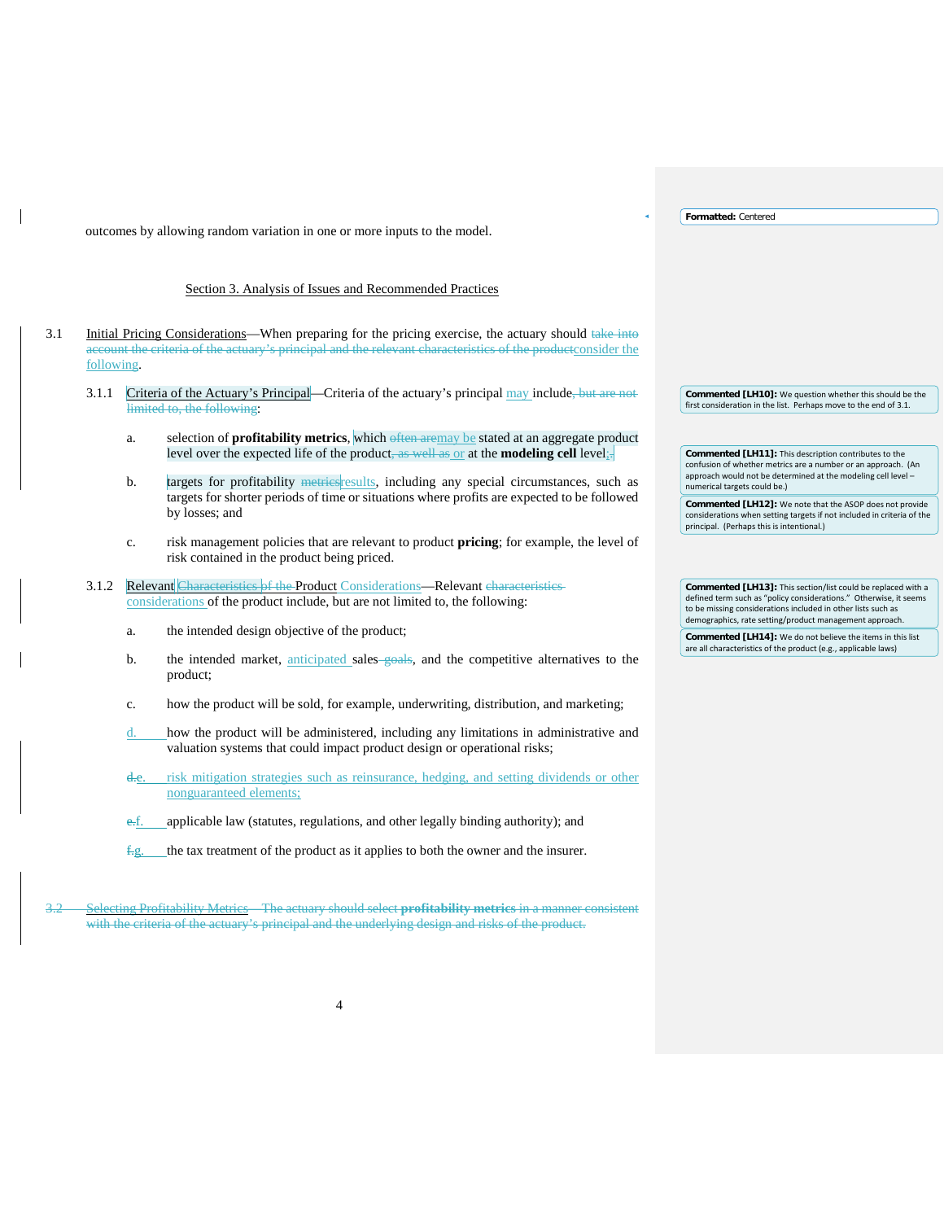outcomes by allowing random variation in one or more inputs to the model.

## Section 3. Analysis of Issues and Recommended Practices

3.1 Initial Pricing Considerations—When preparing for the pricing exercise, the actuary should ~~take into account the criteria of the actuary's principal and the relevant characteristics of the product~~consider the following.

3.1.1 Criteria of the Actuary's Principal—Criteria of the actuary's principal may include~~, but are not limited to, the following~~:

a. selection of **profitability metrics**, which ~~often are~~may be stated at an aggregate product level over the expected life of the product~~, as well as~~ or at the **modeling cell** level;~~.~~

b. targets for profitability ~~metrics~~results, including any special circumstances, such as targets for shorter periods of time or situations where profits are expected to be followed by losses; and

c. risk management policies that are relevant to product **pricing**; for example, the level of risk contained in the product being priced.

3.1.2 Relevant ~~Characteristics of the~~ Product Considerations—Relevant ~~characteristics~~ considerations of the product include, but are not limited to, the following:

a. the intended design objective of the product;

b. the intended market, anticipated sales ~~goals~~, and the competitive alternatives to the product;

c. how the product will be sold, for example, underwriting, distribution, and marketing;

d. how the product will be administered, including any limitations in administrative and valuation systems that could impact product design or operational risks;

~~d.~~e. risk mitigation strategies such as reinsurance, hedging, and setting dividends or other nonguaranteed elements;

~~e.~~f. applicable law (statutes, regulations, and other legally binding authority); and

~~f.~~g. the tax treatment of the product as it applies to both the owner and the insurer.

~~3.2 Selecting Profitability Metrics—The actuary should select **profitability metrics** in a manner consistent with the criteria of the actuary's principal and the underlying design and risks of the product.~~

Formatted: Centered

Commented [LH10]: We question whether this should be the first consideration in the list. Perhaps move to the end of 3.1.

Commented [LH11]: This description contributes to the confusion of whether metrics are a number or an approach. (An approach would not be determined at the modeling cell level – numerical targets could be.)

Commented [LH12]: We note that the ASOP does not provide considerations when setting targets if not included in criteria of the principal. (Perhaps this is intentional.)

Commented [LH13]: This section/list could be replaced with a defined term such as "policy considerations." Otherwise, it seems to be missing considerations included in other lists such as demographics, rate setting/product management approach.

Commented [LH14]: We do not believe the items in this list are all characteristics of the product (e.g., applicable laws)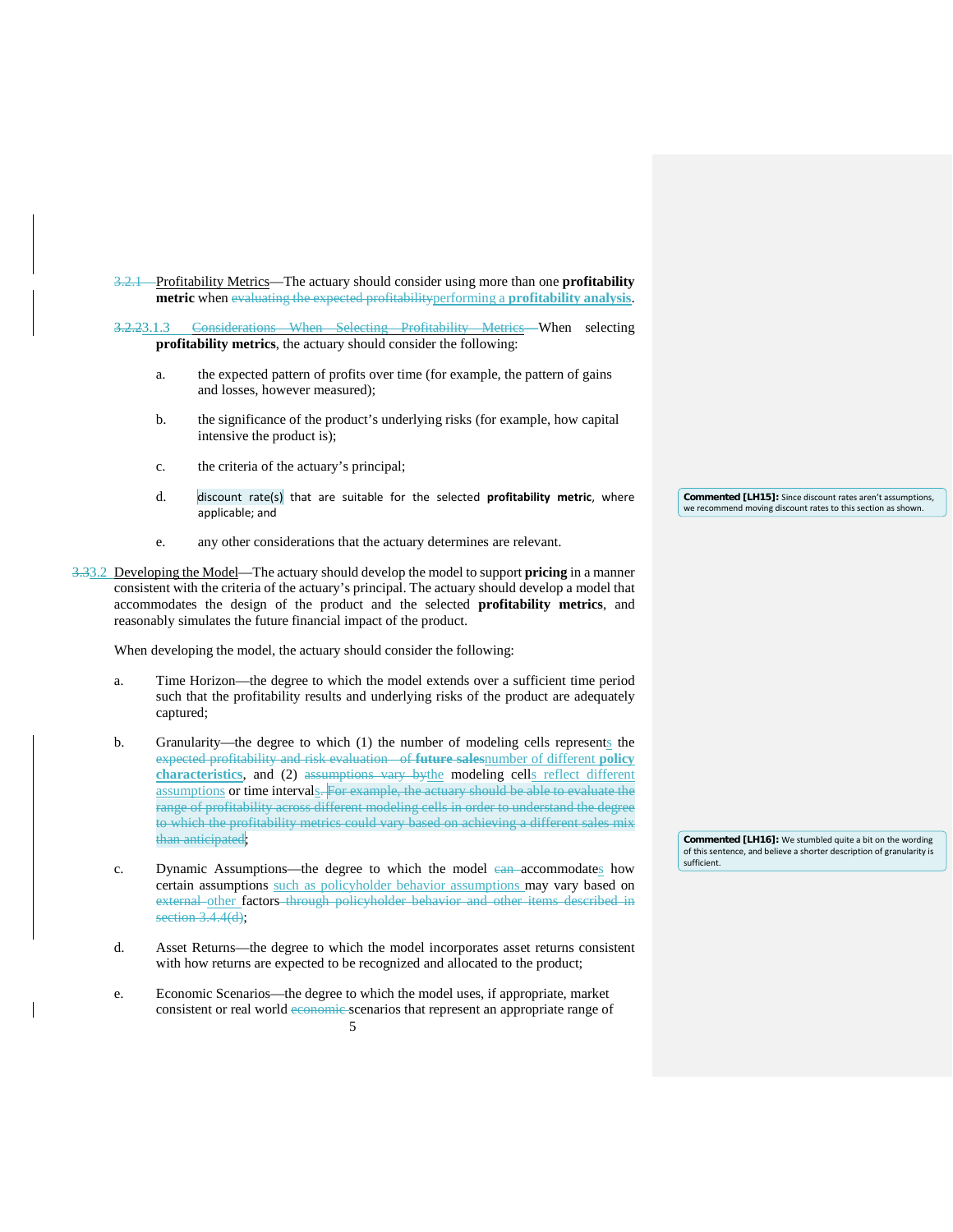3.2.1 Profitability Metrics—The actuary should consider using more than one **profitability metric** when ~~evaluating the expected profitability~~performing a **profitability analysis**.

~~3.2.2~~3.1.3 ~~Considerations When Selecting Profitability Metrics—~~When selecting **profitability metrics**, the actuary should consider the following:

a. the expected pattern of profits over time (for example, the pattern of gains and losses, however measured);

b. the significance of the product's underlying risks (for example, how capital intensive the product is);

c. the criteria of the actuary's principal;

d. discount rate(s) that are suitable for the selected **profitability metric**, where applicable; and

e. any other considerations that the actuary determines are relevant.

> **Commented [LH15]:** Since discount rates aren't assumptions, we recommend moving discount rates to this section as shown.

~~3.3~~3.2 Developing the Model—The actuary should develop the model to support **pricing** in a manner consistent with the criteria of the actuary's principal. The actuary should develop a model that accommodates the design of the product and the selected **profitability metrics**, and reasonably simulates the future financial impact of the product.

When developing the model, the actuary should consider the following:

a. Time Horizon—the degree to which the model extends over a sufficient time period such that the profitability results and underlying risks of the product are adequately captured;

b. Granularity—the degree to which (1) the number of modeling cells represents the ~~expected profitability and risk evaluation of **future sales**~~number of different **policy characteristics**, and (2) ~~assumptions vary by~~the modeling cells reflect different assumptions or time intervals. ~~For example, the actuary should be able to evaluate the range of profitability across different modeling cells in order to understand the degree to which the profitability metrics could vary based on achieving a different sales mix than anticipated~~;

> **Commented [LH16]:** We stumbled quite a bit on the wording of this sentence, and believe a shorter description of granularity is sufficient.

c. Dynamic Assumptions—the degree to which the model ~~can~~ accommodates how certain assumptions such as policyholder behavior assumptions may vary based on ~~external~~ other factors ~~through policyholder behavior and other items described in section 3.4.4(d)~~;

d. Asset Returns—the degree to which the model incorporates asset returns consistent with how returns are expected to be recognized and allocated to the product;

e. Economic Scenarios—the degree to which the model uses, if appropriate, market consistent or real world ~~economic~~ scenarios that represent an appropriate range of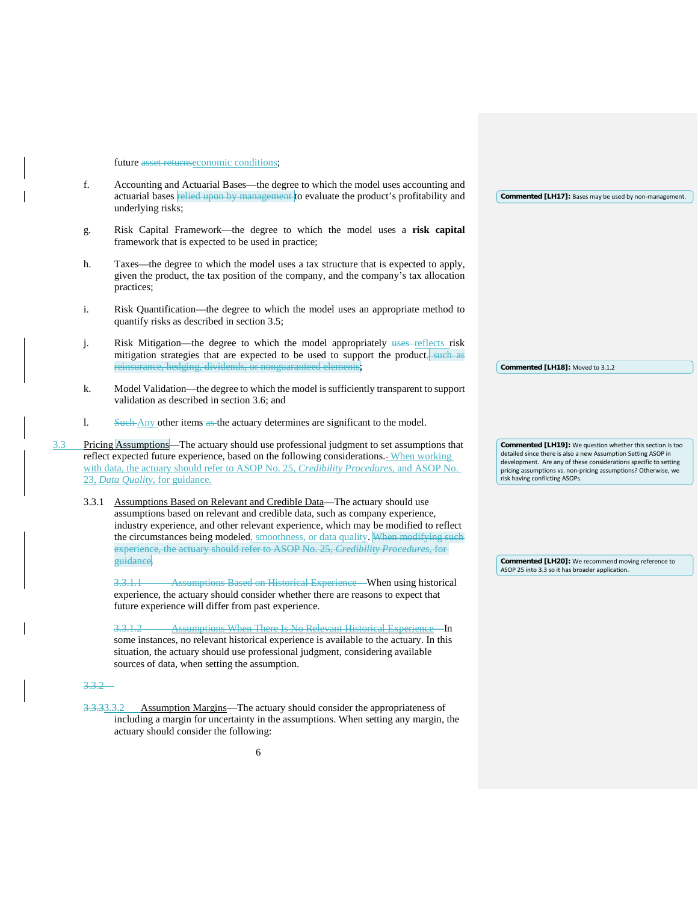future ~~asset returns~~economic conditions;

f. Accounting and Actuarial Bases—the degree to which the model uses accounting and actuarial bases ~~relied upon by management~~ to evaluate the product's profitability and underlying risks;

g. Risk Capital Framework—the degree to which the model uses a **risk capital** framework that is expected to be used in practice;

h. Taxes—the degree to which the model uses a tax structure that is expected to apply, given the product, the tax position of the company, and the company's tax allocation practices;

i. Risk Quantification—the degree to which the model uses an appropriate method to quantify risks as described in section 3.5;

j. Risk Mitigation—the degree to which the model appropriately ~~uses~~ reflects risk mitigation strategies that are expected to be used to support the product~~, such as reinsurance, hedging, dividends, or nonguaranteed elements~~;

k. Model Validation—the degree to which the model is sufficiently transparent to support validation as described in section 3.6; and

l. ~~Such~~ Any other items ~~as~~ the actuary determines are significant to the model.

3.3 Pricing Assumptions—The actuary should use professional judgment to set assumptions that reflect expected future experience, based on the following considerations. When working with data, the actuary should refer to ASOP No. 25, *Credibility Procedures*, and ASOP No. 23, *Data Quality*, for guidance.

3.3.1 Assumptions Based on Relevant and Credible Data—The actuary should use assumptions based on relevant and credible data, such as company experience, industry experience, and other relevant experience, which may be modified to reflect the circumstances being modeled, smoothness, or data quality. ~~When modifying such experience, the actuary should refer to ASOP No. 25, *Credibility Procedures*, for guidance.~~

~~3.3.1.1 Assumptions Based on Historical Experience—~~When using historical experience, the actuary should consider whether there are reasons to expect that future experience will differ from past experience.

~~3.3.1.2 Assumptions When There Is No Relevant Historical Experience—~~In some instances, no relevant historical experience is available to the actuary. In this situation, the actuary should use professional judgment, considering available sources of data, when setting the assumption.

~~3.3.2~~

~~3.3.3~~3.3.2 Assumption Margins—The actuary should consider the appropriateness of including a margin for uncertainty in the assumptions. When setting any margin, the actuary should consider the following:

**Commented [LH17]:** Bases may be used by non-management.

**Commented [LH18]:** Moved to 3.1.2

**Commented [LH19]:** We question whether this section is too detailed since there is also a new Assumption Setting ASOP in development. Are any of these considerations specific to setting pricing assumptions vs. non-pricing assumptions? Otherwise, we risk having conflicting ASOPs.

**Commented [LH20]:** We recommend moving reference to ASOP 25 into 3.3 so it has broader application.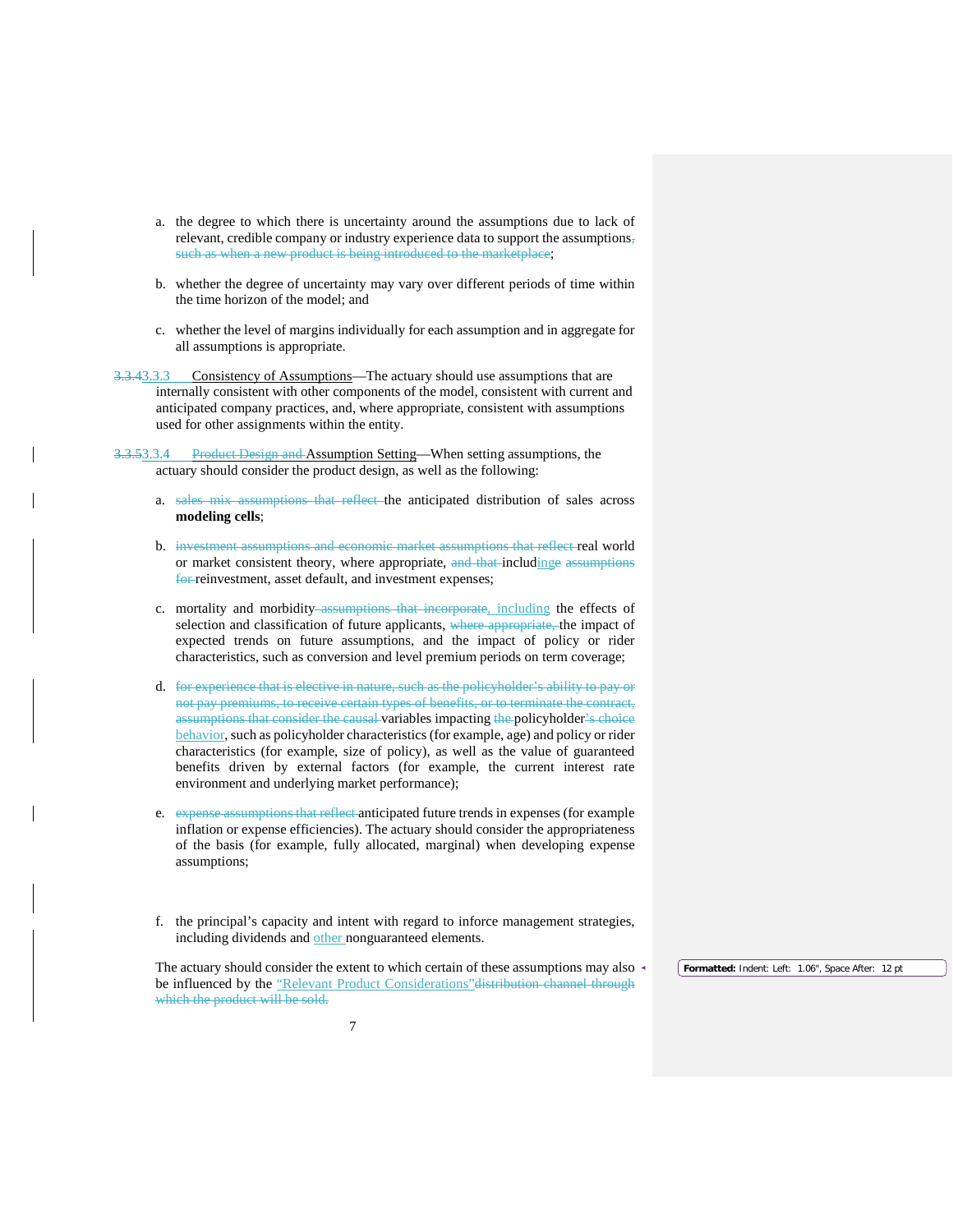a. the degree to which there is uncertainty around the assumptions due to lack of relevant, credible company or industry experience data to support the assumptions~~, such as when a new product is being introduced to the marketplace~~;

b. whether the degree of uncertainty may vary over different periods of time within the time horizon of the model; and

c. whether the level of margins individually for each assumption and in aggregate for all assumptions is appropriate.

~~3.3.4~~3.3.3 Consistency of Assumptions—The actuary should use assumptions that are internally consistent with other components of the model, consistent with current and anticipated company practices, and, where appropriate, consistent with assumptions used for other assignments within the entity.

~~3.3.5~~3.3.4 ~~Product Design and~~ Assumption Setting—When setting assumptions, the actuary should consider the product design, as well as the following:

a. ~~sales mix assumptions that reflect~~ the anticipated distribution of sales across **modeling cells**;

b. ~~investment assumptions and economic market assumptions that reflect~~ real world or market consistent theory, where appropriate, ~~and that~~ includinge ~~assumptions for~~ reinvestment, asset default, and investment expenses;

c. mortality and morbidity ~~assumptions that incorporate~~, including the effects of selection and classification of future applicants, ~~where appropriate,~~ the impact of expected trends on future assumptions, and the impact of policy or rider characteristics, such as conversion and level premium periods on term coverage;

d. ~~for experience that is elective in nature, such as the policyholder's ability to pay or not pay premiums, to receive certain types of benefits, or to terminate the contract, assumptions that consider the causal~~ variables impacting ~~the~~ policyholder's choice behavior, such as policyholder characteristics (for example, age) and policy or rider characteristics (for example, size of policy), as well as the value of guaranteed benefits driven by external factors (for example, the current interest rate environment and underlying market performance);

e. ~~expense assumptions that reflect~~ anticipated future trends in expenses (for example inflation or expense efficiencies). The actuary should consider the appropriateness of the basis (for example, fully allocated, marginal) when developing expense assumptions;

f. the principal's capacity and intent with regard to inforce management strategies, including dividends and other nonguaranteed elements.

The actuary should consider the extent to which certain of these assumptions may also be influenced by the "Relevant Product Considerations"~~distribution channel through which the product will be sold.~~

**Formatted:** Indent: Left: 1.06", Space After: 12 pt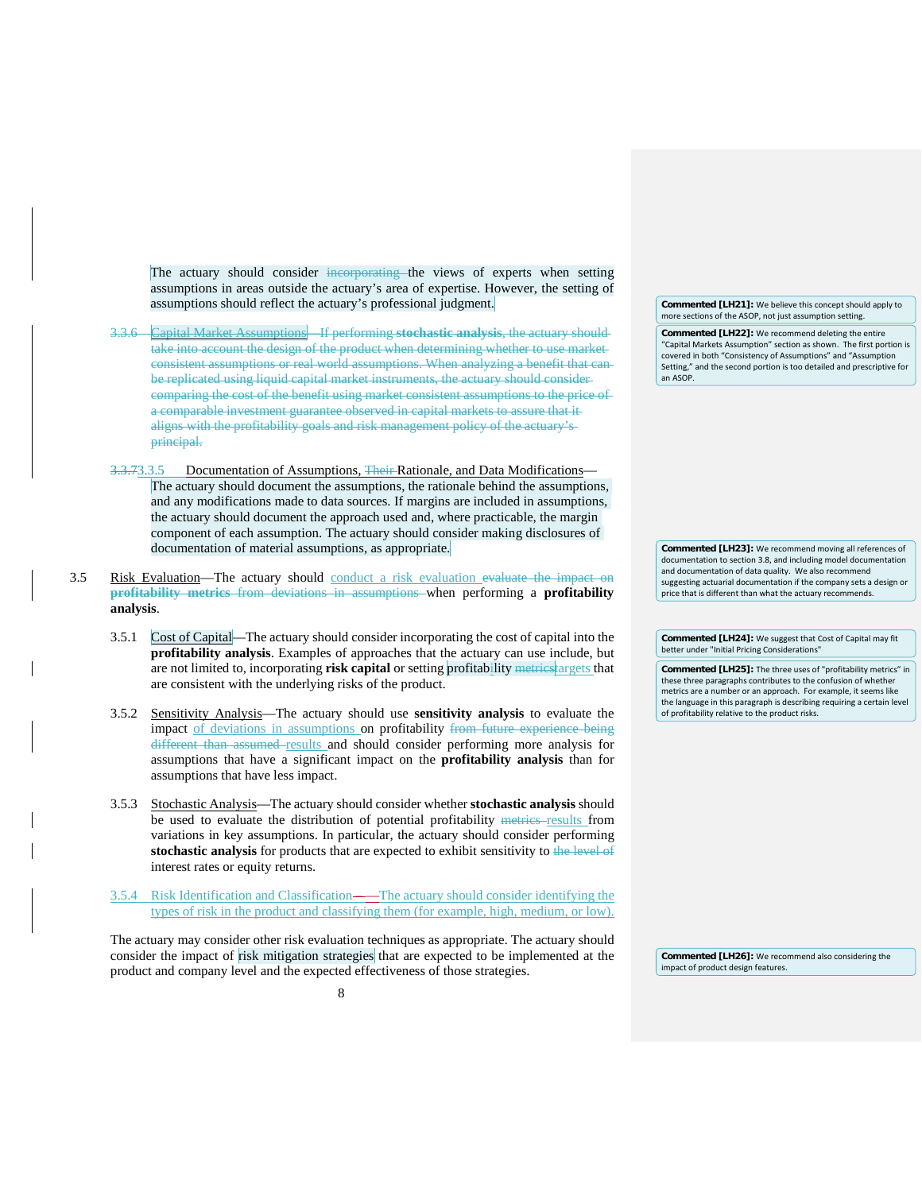The actuary should consider ~~incorporating~~ the views of experts when setting assumptions in areas outside the actuary's area of expertise. However, the setting of assumptions should reflect the actuary's professional judgment.

~~3.3.6 Capital Market Assumptions—If performing **stochastic analysis**, the actuary should take into account the design of the product when determining whether to use market consistent assumptions or real world assumptions. When analyzing a benefit that can be replicated using liquid capital market instruments, the actuary should consider comparing the cost of the benefit using market consistent assumptions to the price of a comparable investment guarantee observed in capital markets to assure that it aligns with the profitability goals and risk management policy of the actuary's principal.~~

~~3.3.7~~3.3.5 Documentation of Assumptions, ~~Their~~ Rationale, and Data Modifications—The actuary should document the assumptions, the rationale behind the assumptions, and any modifications made to data sources. If margins are included in assumptions, the actuary should document the approach used and, where practicable, the margin component of each assumption. The actuary should consider making disclosures of documentation of material assumptions, as appropriate.

3.5 Risk Evaluation—The actuary should conduct a risk evaluation ~~evaluate the impact on **profitability metrics** from deviations in assumptions~~ when performing a **profitability analysis**.

3.5.1 Cost of Capital—The actuary should consider incorporating the cost of capital into the **profitability analysis**. Examples of approaches that the actuary can use include, but are not limited to, incorporating **risk capital** or setting profitability ~~metrics~~targets that are consistent with the underlying risks of the product.

3.5.2 Sensitivity Analysis—The actuary should use **sensitivity analysis** to evaluate the impact of deviations in assumptions on profitability ~~from future experience being different than assumed~~ results and should consider performing more analysis for assumptions that have a significant impact on the **profitability analysis** than for assumptions that have less impact.

3.5.3 Stochastic Analysis—The actuary should consider whether **stochastic analysis** should be used to evaluate the distribution of potential profitability ~~metrics~~ results from variations in key assumptions. In particular, the actuary should consider performing **stochastic analysis** for products that are expected to exhibit sensitivity to ~~the level of~~ interest rates or equity returns.

3.5.4 Risk Identification and Classification—The actuary should consider identifying the types of risk in the product and classifying them (for example, high, medium, or low).

The actuary may consider other risk evaluation techniques as appropriate. The actuary should consider the impact of risk mitigation strategies that are expected to be implemented at the product and company level and the expected effectiveness of those strategies.

**Commented [LH21]:** We believe this concept should apply to more sections of the ASOP, not just assumption setting.

**Commented [LH22]:** We recommend deleting the entire "Capital Markets Assumption" section as shown. The first portion is covered in both "Consistency of Assumptions" and "Assumption Setting," and the second portion is too detailed and prescriptive for an ASOP.

**Commented [LH23]:** We recommend moving all references of documentation to section 3.8, and including model documentation and documentation of data quality. We also recommend suggesting actuarial documentation if the company sets a design or price that is different than what the actuary recommends.

**Commented [LH24]:** We suggest that Cost of Capital may fit better under "Initial Pricing Considerations"

**Commented [LH25]:** The three uses of "profitability metrics" in these three paragraphs contributes to the confusion of whether metrics are a number or an approach. For example, it seems like the language in this paragraph is describing requiring a certain level of profitability relative to the product risks.

**Commented [LH26]:** We recommend also considering the impact of product design features.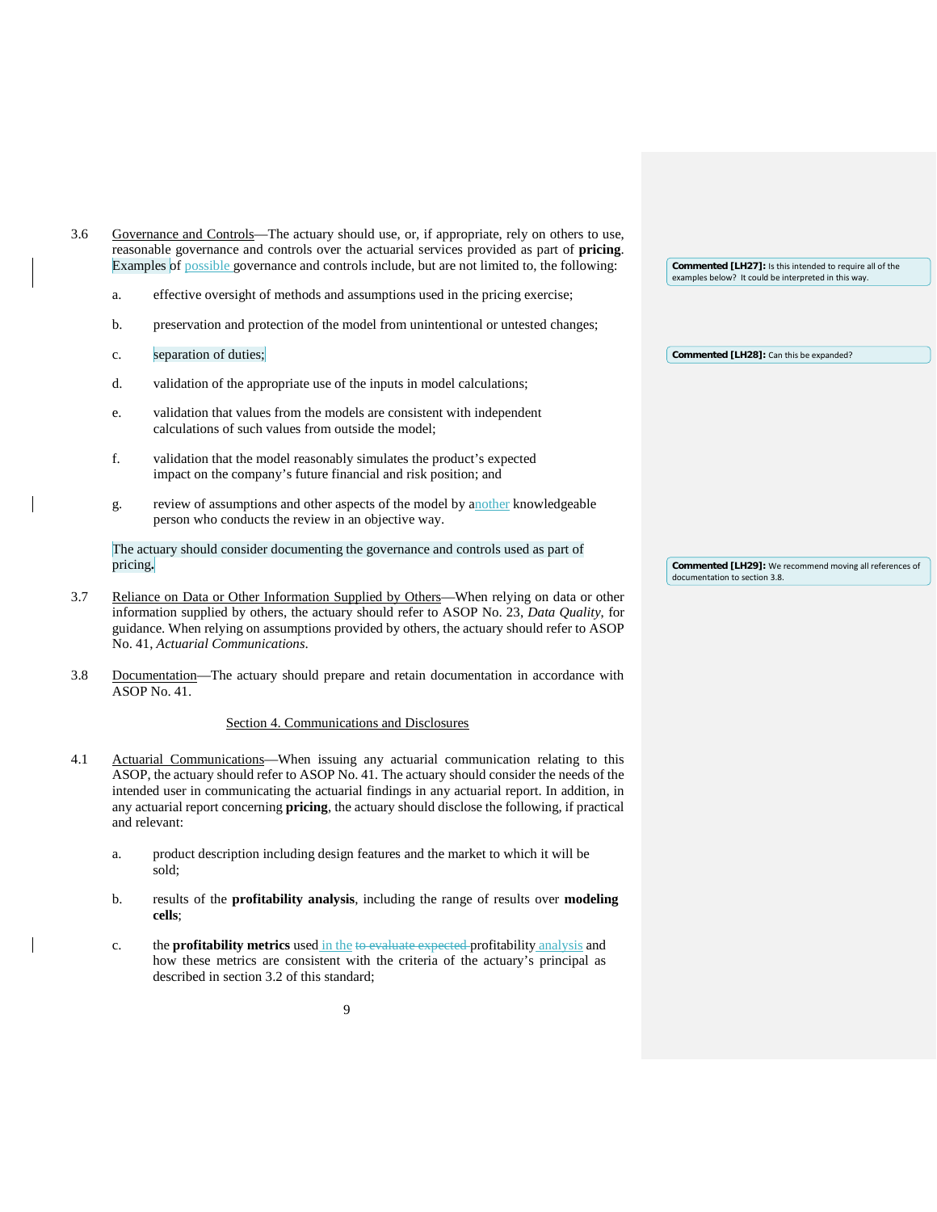3.6 Governance and Controls—The actuary should use, or, if appropriate, rely on others to use, reasonable governance and controls over the actuarial services provided as part of **pricing**. Examples of possible governance and controls include, but are not limited to, the following:

a. effective oversight of methods and assumptions used in the pricing exercise;

b. preservation and protection of the model from unintentional or untested changes;

c. separation of duties;

d. validation of the appropriate use of the inputs in model calculations;

e. validation that values from the models are consistent with independent calculations of such values from outside the model;

f. validation that the model reasonably simulates the product's expected impact on the company's future financial and risk position; and

g. review of assumptions and other aspects of the model by another knowledgeable person who conducts the review in an objective way.

The actuary should consider documenting the governance and controls used as part of pricing.

> Commented [LH27]: Is this intended to require all of the examples below? It could be interpreted in this way.

> Commented [LH28]: Can this be expanded?

> Commented [LH29]: We recommend moving all references of documentation to section 3.8.

3.7 Reliance on Data or Other Information Supplied by Others—When relying on data or other information supplied by others, the actuary should refer to ASOP No. 23, *Data Quality*, for guidance. When relying on assumptions provided by others, the actuary should refer to ASOP No. 41, *Actuarial Communications*.

3.8 Documentation—The actuary should prepare and retain documentation in accordance with ASOP No. 41.

## Section 4. Communications and Disclosures

4.1 Actuarial Communications—When issuing any actuarial communication relating to this ASOP, the actuary should refer to ASOP No. 41. The actuary should consider the needs of the intended user in communicating the actuarial findings in any actuarial report. In addition, in any actuarial report concerning **pricing**, the actuary should disclose the following, if practical and relevant:

a. product description including design features and the market to which it will be sold;

b. results of the **profitability analysis**, including the range of results over **modeling cells**;

c. the **profitability metrics** used in the ~~to evaluate expected~~ profitability analysis and how these metrics are consistent with the criteria of the actuary's principal as described in section 3.2 of this standard;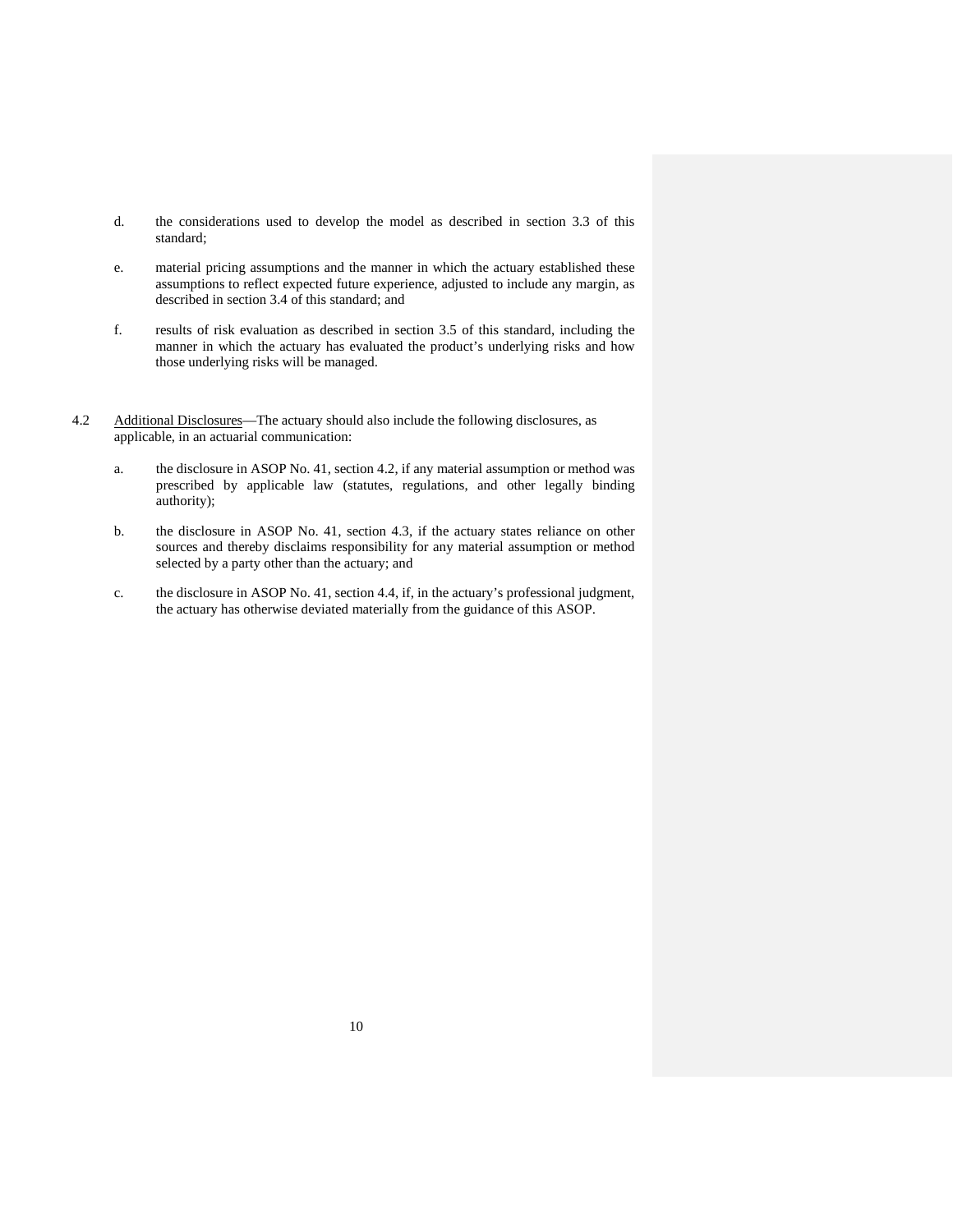d. the considerations used to develop the model as described in section 3.3 of this standard;

e. material pricing assumptions and the manner in which the actuary established these assumptions to reflect expected future experience, adjusted to include any margin, as described in section 3.4 of this standard; and

f. results of risk evaluation as described in section 3.5 of this standard, including the manner in which the actuary has evaluated the product's underlying risks and how those underlying risks will be managed.

4.2 Additional Disclosures—The actuary should also include the following disclosures, as applicable, in an actuarial communication:

a. the disclosure in ASOP No. 41, section 4.2, if any material assumption or method was prescribed by applicable law (statutes, regulations, and other legally binding authority);

b. the disclosure in ASOP No. 41, section 4.3, if the actuary states reliance on other sources and thereby disclaims responsibility for any material assumption or method selected by a party other than the actuary; and

c. the disclosure in ASOP No. 41, section 4.4, if, in the actuary's professional judgment, the actuary has otherwise deviated materially from the guidance of this ASOP.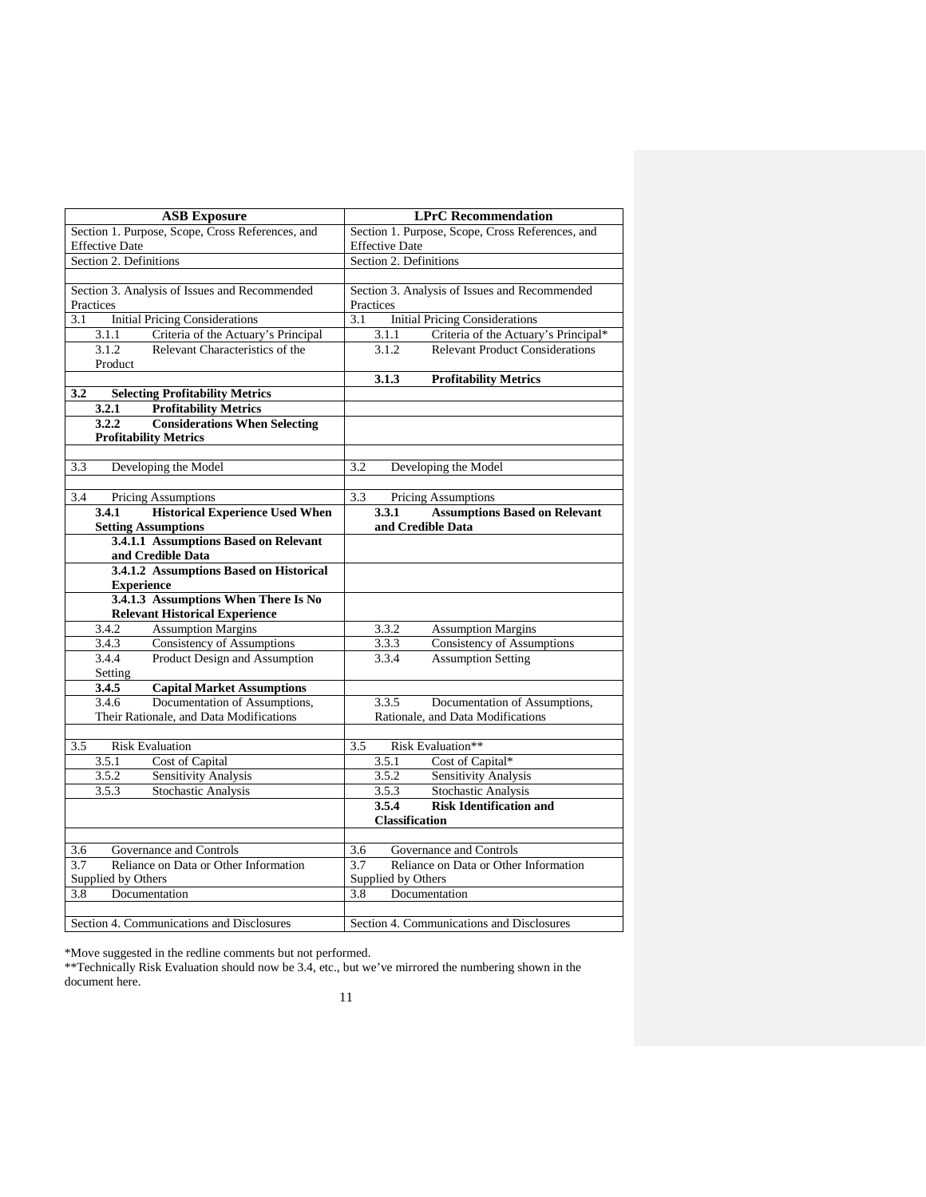| ASB Exposure | LPrC Recommendation |
| --- | --- |
| Section 1. Purpose, Scope, Cross References, and Effective Date | Section 1. Purpose, Scope, Cross References, and Effective Date |
| Section 2. Definitions | Section 2. Definitions |
| | |
| Section 3. Analysis of Issues and Recommended Practices | Section 3. Analysis of Issues and Recommended Practices |
| 3.1 Initial Pricing Considerations | 3.1 Initial Pricing Considerations |
| 3.1.1 Criteria of the Actuary's Principal | 3.1.1 Criteria of the Actuary's Principal* |
| 3.1.2 Relevant Characteristics of the Product | 3.1.2 Relevant Product Considerations |
| | **3.1.3 Profitability Metrics** |
| **3.2 Selecting Profitability Metrics** | |
| **3.2.1 Profitability Metrics** | |
| **3.2.2 Considerations When Selecting Profitability Metrics** | |
| | |
| 3.3 Developing the Model | 3.2 Developing the Model |
| | |
| 3.4 Pricing Assumptions | 3.3 Pricing Assumptions |
| **3.4.1 Historical Experience Used When Setting Assumptions** | **3.3.1 Assumptions Based on Relevant and Credible Data** |
| **3.4.1.1 Assumptions Based on Relevant and Credible Data** | |
| **3.4.1.2 Assumptions Based on Historical Experience** | |
| **3.4.1.3 Assumptions When There Is No Relevant Historical Experience** | |
| 3.4.2 Assumption Margins | 3.3.2 Assumption Margins |
| 3.4.3 Consistency of Assumptions | 3.3.3 Consistency of Assumptions |
| 3.4.4 Product Design and Assumption Setting | 3.3.4 Assumption Setting |
| **3.4.5 Capital Market Assumptions** | |
| 3.4.6 Documentation of Assumptions, Their Rationale, and Data Modifications | 3.3.5 Documentation of Assumptions, Rationale, and Data Modifications |
| | |
| 3.5 Risk Evaluation | 3.5 Risk Evaluation** |
| 3.5.1 Cost of Capital | 3.5.1 Cost of Capital* |
| 3.5.2 Sensitivity Analysis | 3.5.2 Sensitivity Analysis |
| 3.5.3 Stochastic Analysis | 3.5.3 Stochastic Analysis |
| | **3.5.4 Risk Identification and Classification** |
| | |
| 3.6 Governance and Controls | 3.6 Governance and Controls |
| 3.7 Reliance on Data or Other Information Supplied by Others | 3.7 Reliance on Data or Other Information Supplied by Others |
| 3.8 Documentation | 3.8 Documentation |
| | |
| Section 4. Communications and Disclosures | Section 4. Communications and Disclosures |

*Move suggested in the redline comments but not performed.

**Technically Risk Evaluation should now be 3.4, etc., but we've mirrored the numbering shown in the document here.